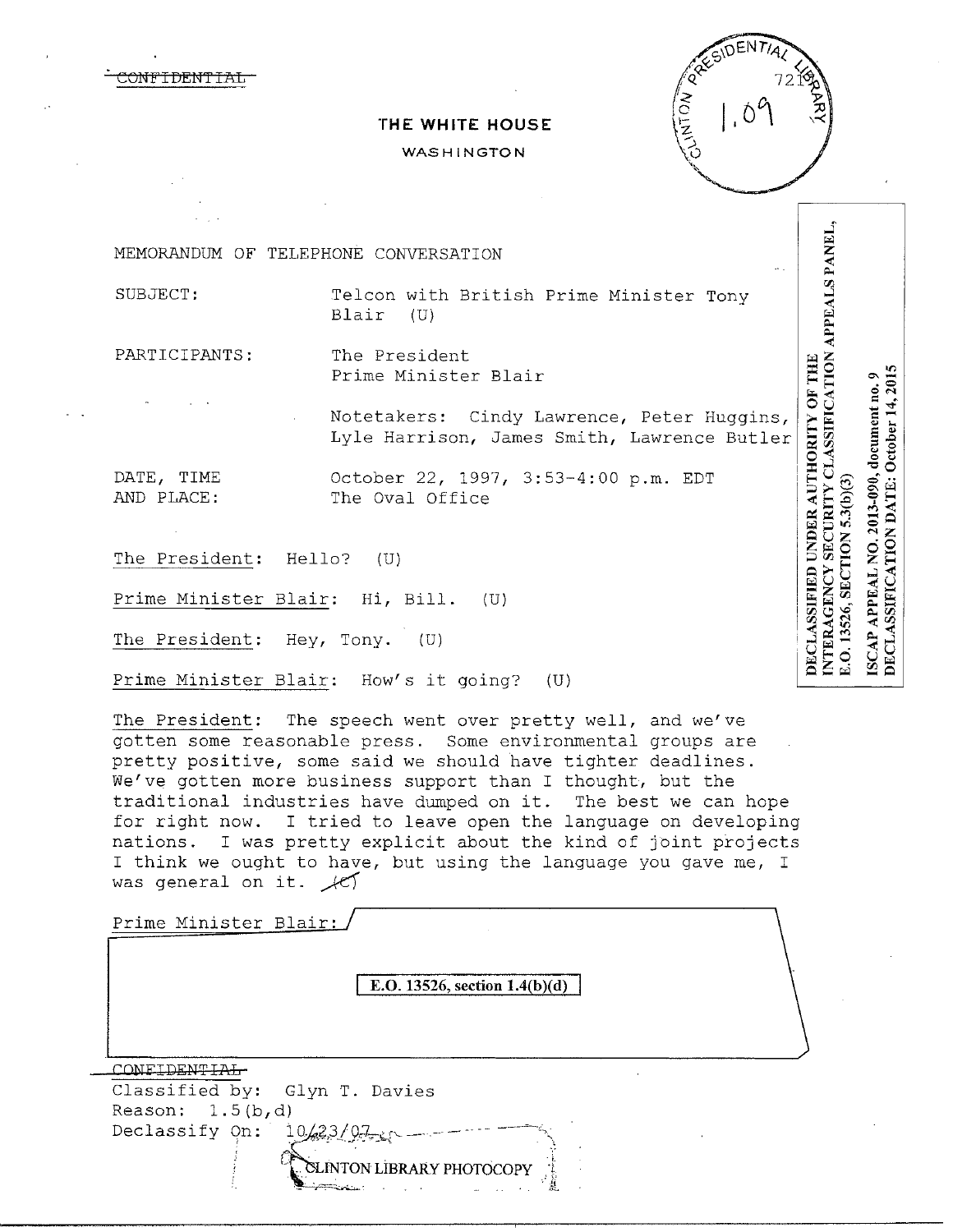~~CONFIDENTIAL~~

THE WHITE HOUSE

WASHINGTON

MEMORANDUM OF TELEPHONE CONVERSATION

SUBJECT: Telcon with British Prime Minister Tony Blair (U)

PARTICIPANTS: The President
Prime Minister Blair

Notetakers: Cindy Lawrence, Peter Huggins, Lyle Harrison, James Smith, Lawrence Butler

DATE, TIME AND PLACE: October 22, 1997, 3:53-4:00 p.m. EDT
The Oval Office

DECLASSIFIED UNDER AUTHORITY OF THE INTERAGENCY SECURITY CLASSIFICATION APPEALS PANEL, E.O. 13526, SECTION 5.3(b)(3)

ISCAP APPEAL NO. 2013-090, document no. 9
DECLASSIFICATION DATE: October 14, 2015

The President: Hello? (U)

Prime Minister Blair: Hi, Bill. (U)

The President: Hey, Tony. (U)

Prime Minister Blair: How's it going? (U)

The President: The speech went over pretty well, and we've gotten some reasonable press. Some environmental groups are pretty positive, some said we should have tighter deadlines. We've gotten more business support than I thought, but the traditional industries have dumped on it. The best we can hope for right now. I tried to leave open the language on developing nations. I was pretty explicit about the kind of joint projects I think we ought to have, but using the language you gave me, I was general on it. ~~(C)~~

Prime Minister Blair:

E.O. 13526, section 1.4(b)(d)

~~CONFIDENTIAL~~
Classified by: Glyn T. Davies
Reason: 1.5(b,d)
Declassify On: 10/23/07

CLINTON LIBRARY PHOTOCOPY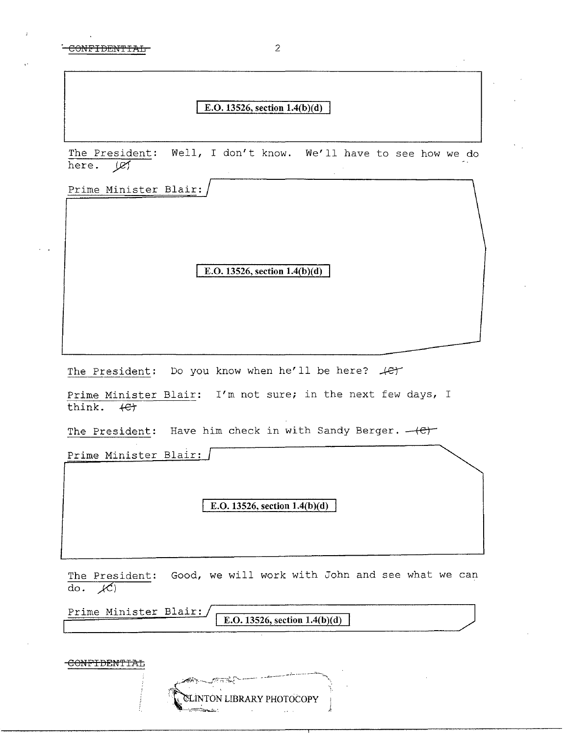CONFIDENTIAL

E.O. 13526, section 1.4(b)(d)

The President: Well, I don't know. We'll have to see how we do here. (C)

Prime Minister Blair:

E.O. 13526, section 1.4(b)(d)

The President: Do you know when he'll be here? (C)

Prime Minister Blair: I'm not sure; in the next few days, I think. (C)

The President: Have him check in with Sandy Berger. (C)

Prime Minister Blair:

E.O. 13526, section 1.4(b)(d)

The President: Good, we will work with John and see what we can do. (C)

Prime Minister Blair: E.O. 13526, section 1.4(b)(d)

CONFIDENTIAL

CLINTON LIBRARY PHOTOCOPY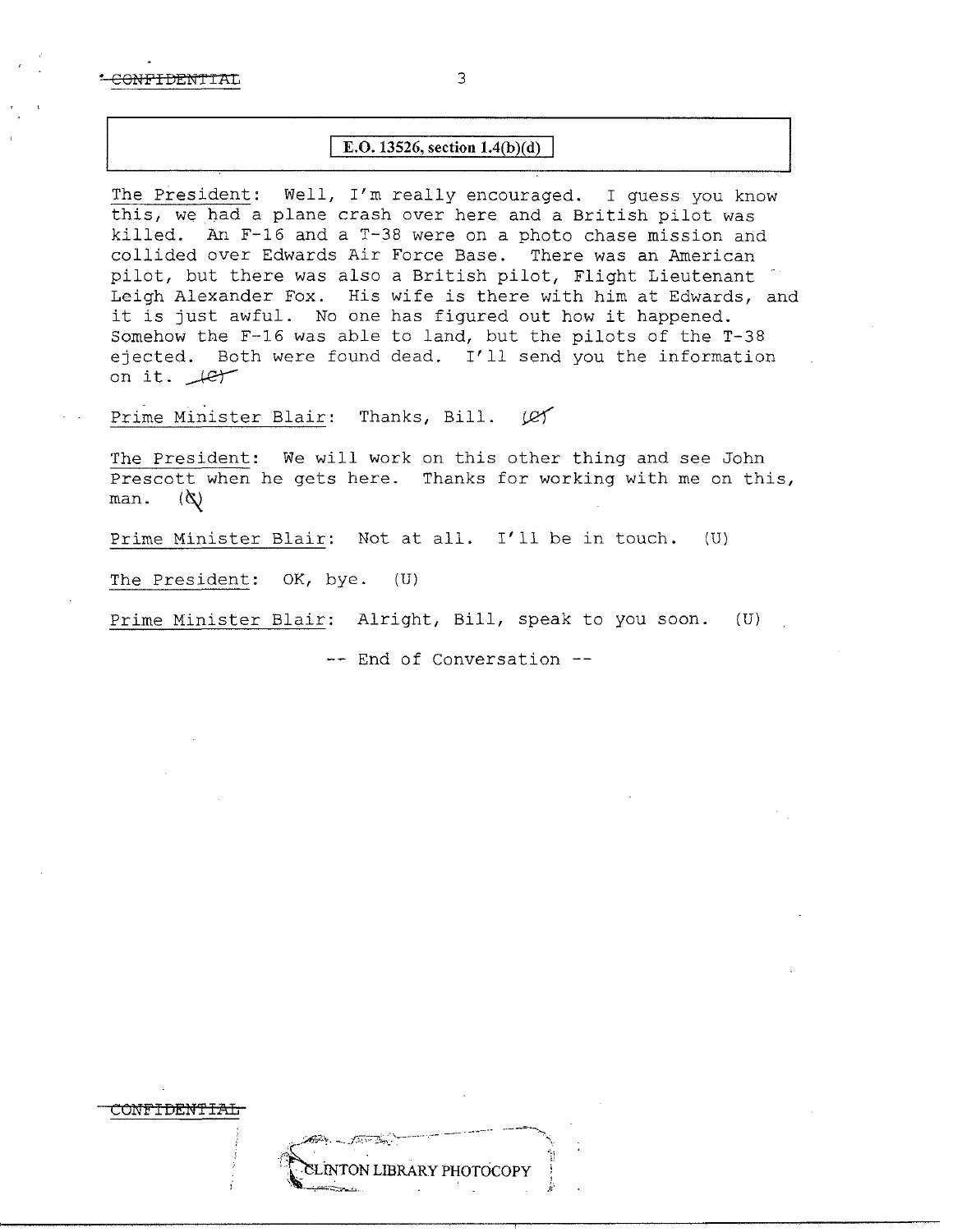E.O. 13526, section 1.4(b)(d)

The President: Well, I'm really encouraged. I guess you know this, we had a plane crash over here and a British pilot was killed. An F-16 and a T-38 were on a photo chase mission and collided over Edwards Air Force Base. There was an American pilot, but there was also a British pilot, Flight Lieutenant Leigh Alexander Fox. His wife is there with him at Edwards, and it is just awful. No one has figured out how it happened. Somehow the F-16 was able to land, but the pilots of the T-38 ejected. Both were found dead. I'll send you the information on it. (C)

Prime Minister Blair: Thanks, Bill. (C)

The President: We will work on this other thing and see John Prescott when he gets here. Thanks for working with me on this, man. (C)

Prime Minister Blair: Not at all. I'll be in touch. (U)

The President: OK, bye. (U)

Prime Minister Blair: Alright, Bill, speak to you soon. (U)

-- End of Conversation --

CONFIDENTIAL

CLINTON LIBRARY PHOTOCOPY